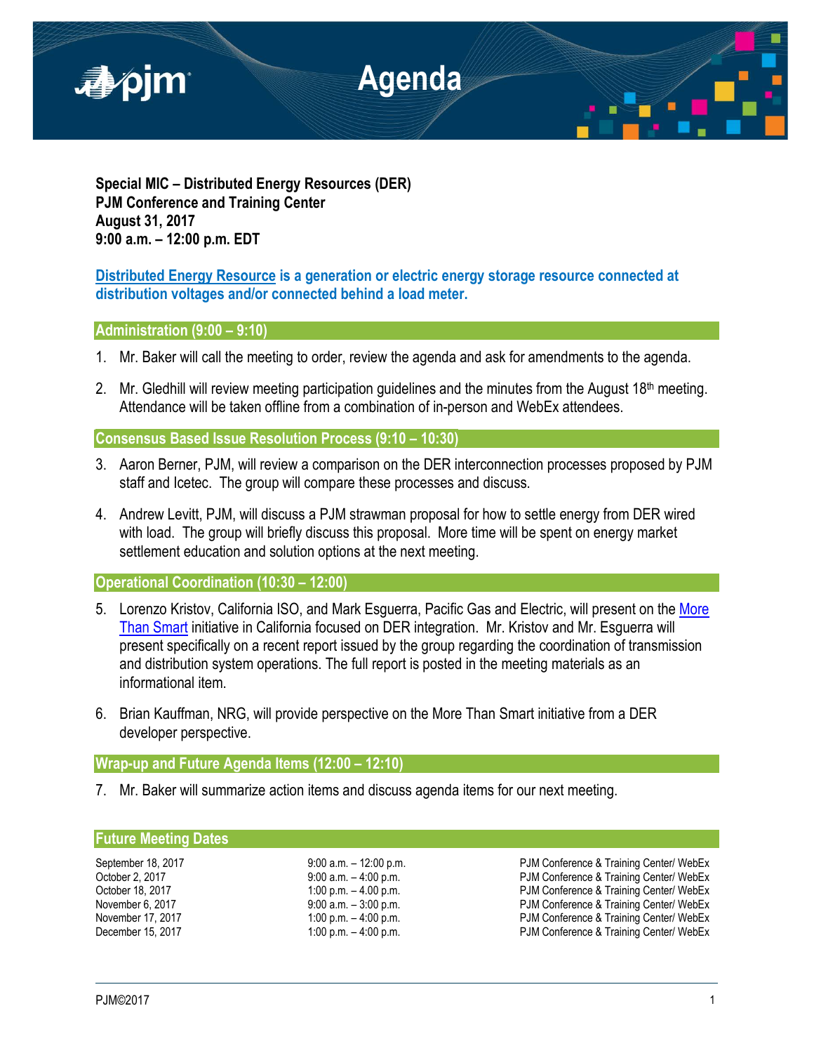# Agenda

**Special MIC – Distributed Energy Resources (DER)**
**PJM Conference and Training Center**
**August 31, 2017**
**9:00 a.m. – 12:00 p.m. EDT**

**Distributed Energy Resource is a generation or electric energy storage resource connected at distribution voltages and/or connected behind a load meter.**

## Administration (9:00 – 9:10)

1. Mr. Baker will call the meeting to order, review the agenda and ask for amendments to the agenda.
2. Mr. Gledhill will review meeting participation guidelines and the minutes from the August 18th meeting. Attendance will be taken offline from a combination of in-person and WebEx attendees.

## Consensus Based Issue Resolution Process (9:10 – 10:30)

3. Aaron Berner, PJM, will review a comparison on the DER interconnection processes proposed by PJM staff and Icetec. The group will compare these processes and discuss.
4. Andrew Levitt, PJM, will discuss a PJM strawman proposal for how to settle energy from DER wired with load. The group will briefly discuss this proposal. More time will be spent on energy market settlement education and solution options at the next meeting.

## Operational Coordination (10:30 – 12:00)

5. Lorenzo Kristov, California ISO, and Mark Esguerra, Pacific Gas and Electric, will present on the More Than Smart initiative in California focused on DER integration. Mr. Kristov and Mr. Esguerra will present specifically on a recent report issued by the group regarding the coordination of transmission and distribution system operations. The full report is posted in the meeting materials as an informational item.
6. Brian Kauffman, NRG, will provide perspective on the More Than Smart initiative from a DER developer perspective.

## Wrap-up and Future Agenda Items (12:00 – 12:10)

7. Mr. Baker will summarize action items and discuss agenda items for our next meeting.

## Future Meeting Dates

| | | |
|---|---|---|
| September 18, 2017 | 9:00 a.m. – 12:00 p.m. | PJM Conference & Training Center/ WebEx |
| October 2, 2017 | 9:00 a.m. – 4:00 p.m. | PJM Conference & Training Center/ WebEx |
| October 18, 2017 | 1:00 p.m. – 4.00 p.m. | PJM Conference & Training Center/ WebEx |
| November 6, 2017 | 9:00 a.m. – 3:00 p.m. | PJM Conference & Training Center/ WebEx |
| November 17, 2017 | 1:00 p.m. – 4:00 p.m. | PJM Conference & Training Center/ WebEx |
| December 15, 2017 | 1:00 p.m. – 4:00 p.m. | PJM Conference & Training Center/ WebEx |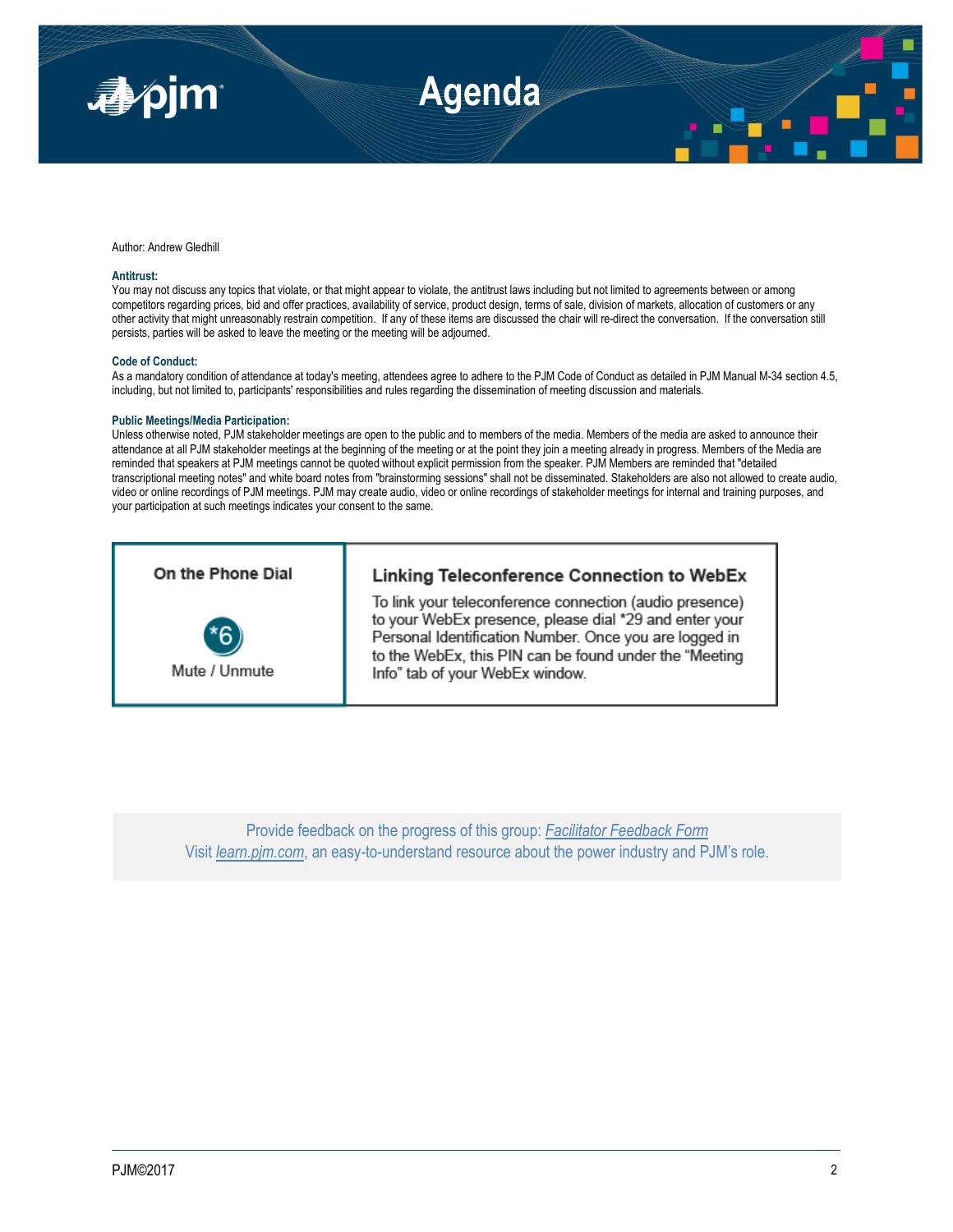# Agenda

Author: Andrew Gledhill

**Antitrust:**
You may not discuss any topics that violate, or that might appear to violate, the antitrust laws including but not limited to agreements between or among competitors regarding prices, bid and offer practices, availability of service, product design, terms of sale, division of markets, allocation of customers or any other activity that might unreasonably restrain competition. If any of these items are discussed the chair will re-direct the conversation. If the conversation still persists, parties will be asked to leave the meeting or the meeting will be adjourned.

**Code of Conduct:**
As a mandatory condition of attendance at today's meeting, attendees agree to adhere to the PJM Code of Conduct as detailed in PJM Manual M-34 section 4.5, including, but not limited to, participants' responsibilities and rules regarding the dissemination of meeting discussion and materials.

**Public Meetings/Media Participation:**
Unless otherwise noted, PJM stakeholder meetings are open to the public and to members of the media. Members of the media are asked to announce their attendance at all PJM stakeholder meetings at the beginning of the meeting or at the point they join a meeting already in progress. Members of the Media are reminded that speakers at PJM meetings cannot be quoted without explicit permission from the speaker. PJM Members are reminded that "detailed transcriptional meeting notes" and white board notes from "brainstorming sessions" shall not be disseminated. Stakeholders are also not allowed to create audio, video or online recordings of PJM meetings. PJM may create audio, video or online recordings of stakeholder meetings for internal and training purposes, and your participation at such meetings indicates your consent to the same.

| On the Phone Dial | Linking Teleconference Connection to WebEx |
|---|---|
| *6 Mute / Unmute | To link your teleconference connection (audio presence) to your WebEx presence, please dial *29 and enter your Personal Identification Number. Once you are logged in to the WebEx, this PIN can be found under the "Meeting Info" tab of your WebEx window. |

Provide feedback on the progress of this group: *Facilitator Feedback Form*
Visit *learn.pjm.com*, an easy-to-understand resource about the power industry and PJM's role.

PJM©2017